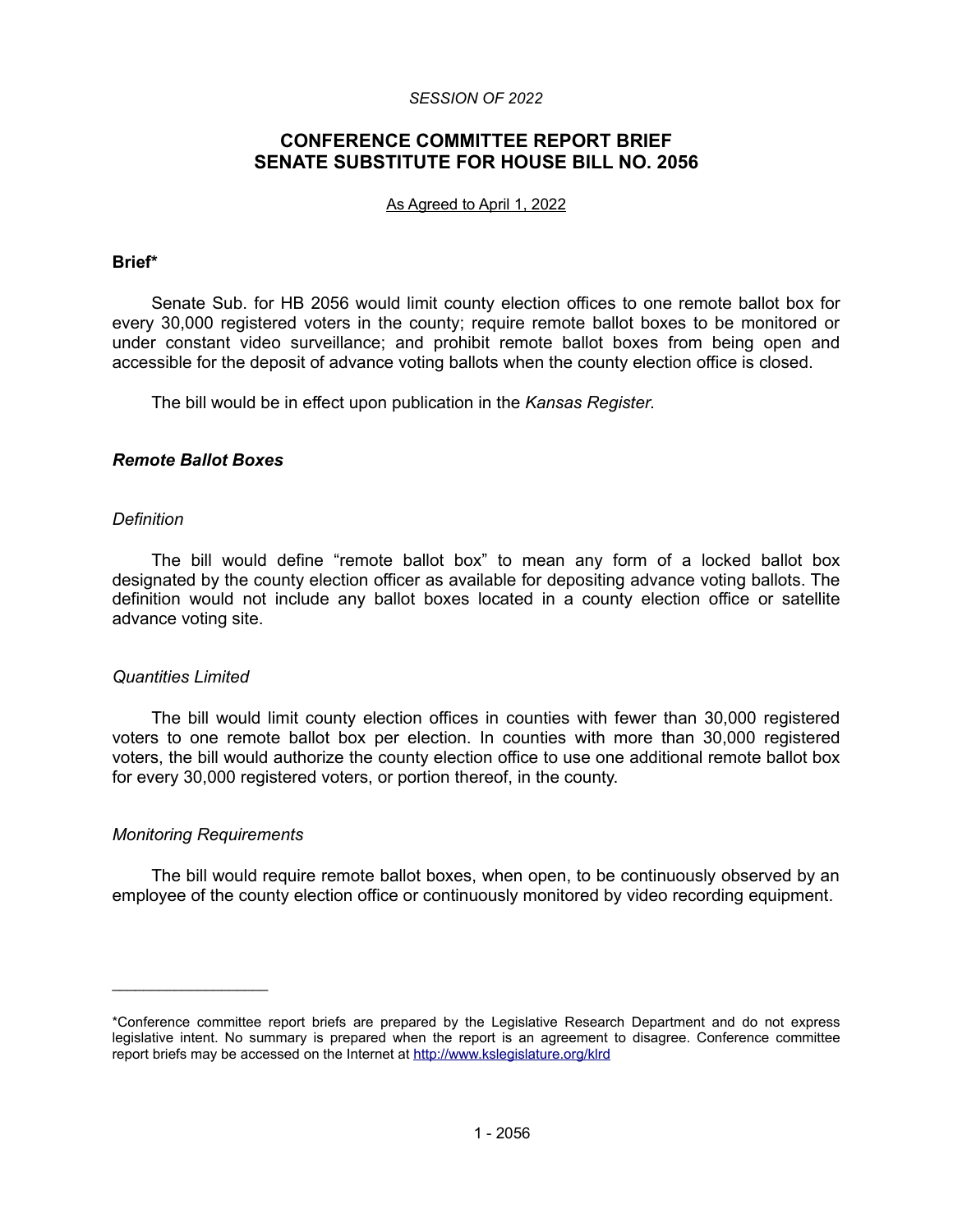*SESSION OF 2022*

# CONFERENCE COMMITTEE REPORT BRIEF SENATE SUBSTITUTE FOR HOUSE BILL NO. 2056

As Agreed to April 1, 2022

**Brief***

Senate Sub. for HB 2056 would limit county election offices to one remote ballot box for every 30,000 registered voters in the county; require remote ballot boxes to be monitored or under constant video surveillance; and prohibit remote ballot boxes from being open and accessible for the deposit of advance voting ballots when the county election office is closed.

The bill would be in effect upon publication in the *Kansas Register*.

### *Remote Ballot Boxes*

#### *Definition*

The bill would define "remote ballot box" to mean any form of a locked ballot box designated by the county election officer as available for depositing advance voting ballots. The definition would not include any ballot boxes located in a county election office or satellite advance voting site.

#### *Quantities Limited*

The bill would limit county election offices in counties with fewer than 30,000 registered voters to one remote ballot box per election. In counties with more than 30,000 registered voters, the bill would authorize the county election office to use one additional remote ballot box for every 30,000 registered voters, or portion thereof, in the county.

#### *Monitoring Requirements*

The bill would require remote ballot boxes, when open, to be continuously observed by an employee of the county election office or continuously monitored by video recording equipment.

---

*Conference committee report briefs are prepared by the Legislative Research Department and do not express legislative intent. No summary is prepared when the report is an agreement to disagree. Conference committee report briefs may be accessed on the Internet at http://www.kslegislature.org/klrd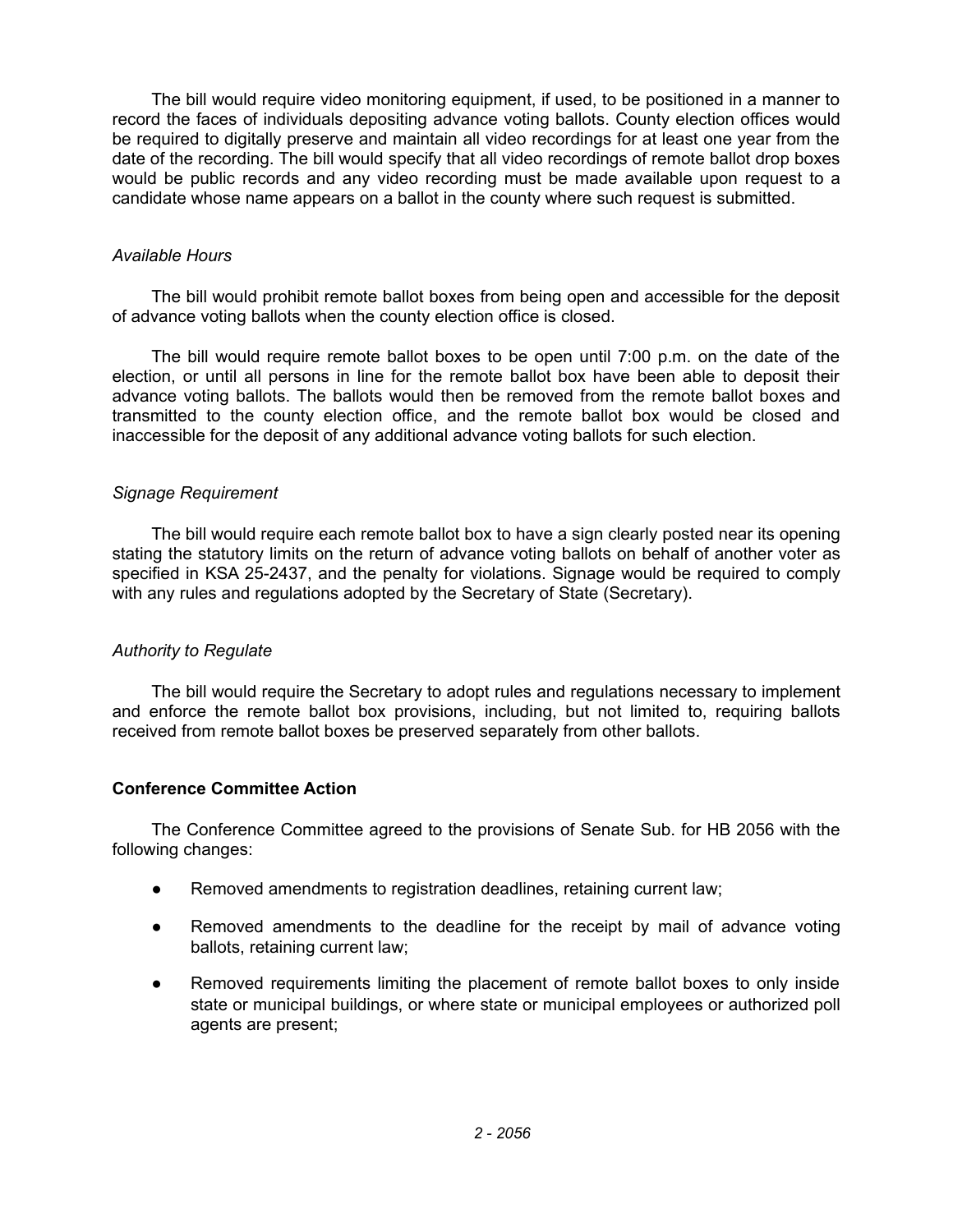The bill would require video monitoring equipment, if used, to be positioned in a manner to record the faces of individuals depositing advance voting ballots. County election offices would be required to digitally preserve and maintain all video recordings for at least one year from the date of the recording. The bill would specify that all video recordings of remote ballot drop boxes would be public records and any video recording must be made available upon request to a candidate whose name appears on a ballot in the county where such request is submitted.

*Available Hours*

The bill would prohibit remote ballot boxes from being open and accessible for the deposit of advance voting ballots when the county election office is closed.

The bill would require remote ballot boxes to be open until 7:00 p.m. on the date of the election, or until all persons in line for the remote ballot box have been able to deposit their advance voting ballots. The ballots would then be removed from the remote ballot boxes and transmitted to the county election office, and the remote ballot box would be closed and inaccessible for the deposit of any additional advance voting ballots for such election.

*Signage Requirement*

The bill would require each remote ballot box to have a sign clearly posted near its opening stating the statutory limits on the return of advance voting ballots on behalf of another voter as specified in KSA 25-2437, and the penalty for violations. Signage would be required to comply with any rules and regulations adopted by the Secretary of State (Secretary).

*Authority to Regulate*

The bill would require the Secretary to adopt rules and regulations necessary to implement and enforce the remote ballot box provisions, including, but not limited to, requiring ballots received from remote ballot boxes be preserved separately from other ballots.

**Conference Committee Action**

The Conference Committee agreed to the provisions of Senate Sub. for HB 2056 with the following changes:

- Removed amendments to registration deadlines, retaining current law;
- Removed amendments to the deadline for the receipt by mail of advance voting ballots, retaining current law;
- Removed requirements limiting the placement of remote ballot boxes to only inside state or municipal buildings, or where state or municipal employees or authorized poll agents are present;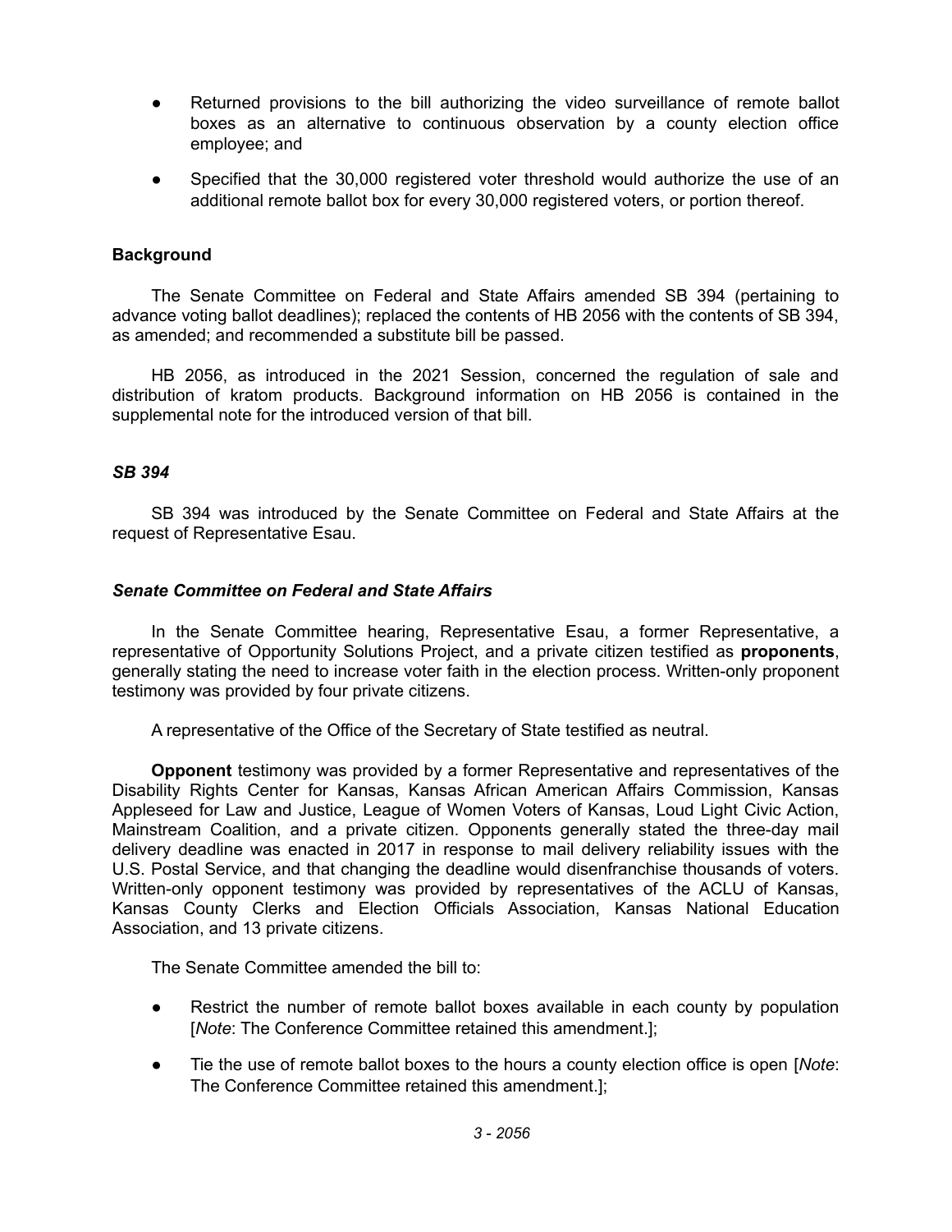- Returned provisions to the bill authorizing the video surveillance of remote ballot boxes as an alternative to continuous observation by a county election office employee; and
- Specified that the 30,000 registered voter threshold would authorize the use of an additional remote ballot box for every 30,000 registered voters, or portion thereof.

## Background

The Senate Committee on Federal and State Affairs amended SB 394 (pertaining to advance voting ballot deadlines); replaced the contents of HB 2056 with the contents of SB 394, as amended; and recommended a substitute bill be passed.

HB 2056, as introduced in the 2021 Session, concerned the regulation of sale and distribution of kratom products. Background information on HB 2056 is contained in the supplemental note for the introduced version of that bill.

### *SB 394*

SB 394 was introduced by the Senate Committee on Federal and State Affairs at the request of Representative Esau.

### *Senate Committee on Federal and State Affairs*

In the Senate Committee hearing, Representative Esau, a former Representative, a representative of Opportunity Solutions Project, and a private citizen testified as **proponents**, generally stating the need to increase voter faith in the election process. Written-only proponent testimony was provided by four private citizens.

A representative of the Office of the Secretary of State testified as neutral.

**Opponent** testimony was provided by a former Representative and representatives of the Disability Rights Center for Kansas, Kansas African American Affairs Commission, Kansas Appleseed for Law and Justice, League of Women Voters of Kansas, Loud Light Civic Action, Mainstream Coalition, and a private citizen. Opponents generally stated the three-day mail delivery deadline was enacted in 2017 in response to mail delivery reliability issues with the U.S. Postal Service, and that changing the deadline would disenfranchise thousands of voters. Written-only opponent testimony was provided by representatives of the ACLU of Kansas, Kansas County Clerks and Election Officials Association, Kansas National Education Association, and 13 private citizens.

The Senate Committee amended the bill to:

- Restrict the number of remote ballot boxes available in each county by population [*Note*: The Conference Committee retained this amendment.];
- Tie the use of remote ballot boxes to the hours a county election office is open [*Note*: The Conference Committee retained this amendment.];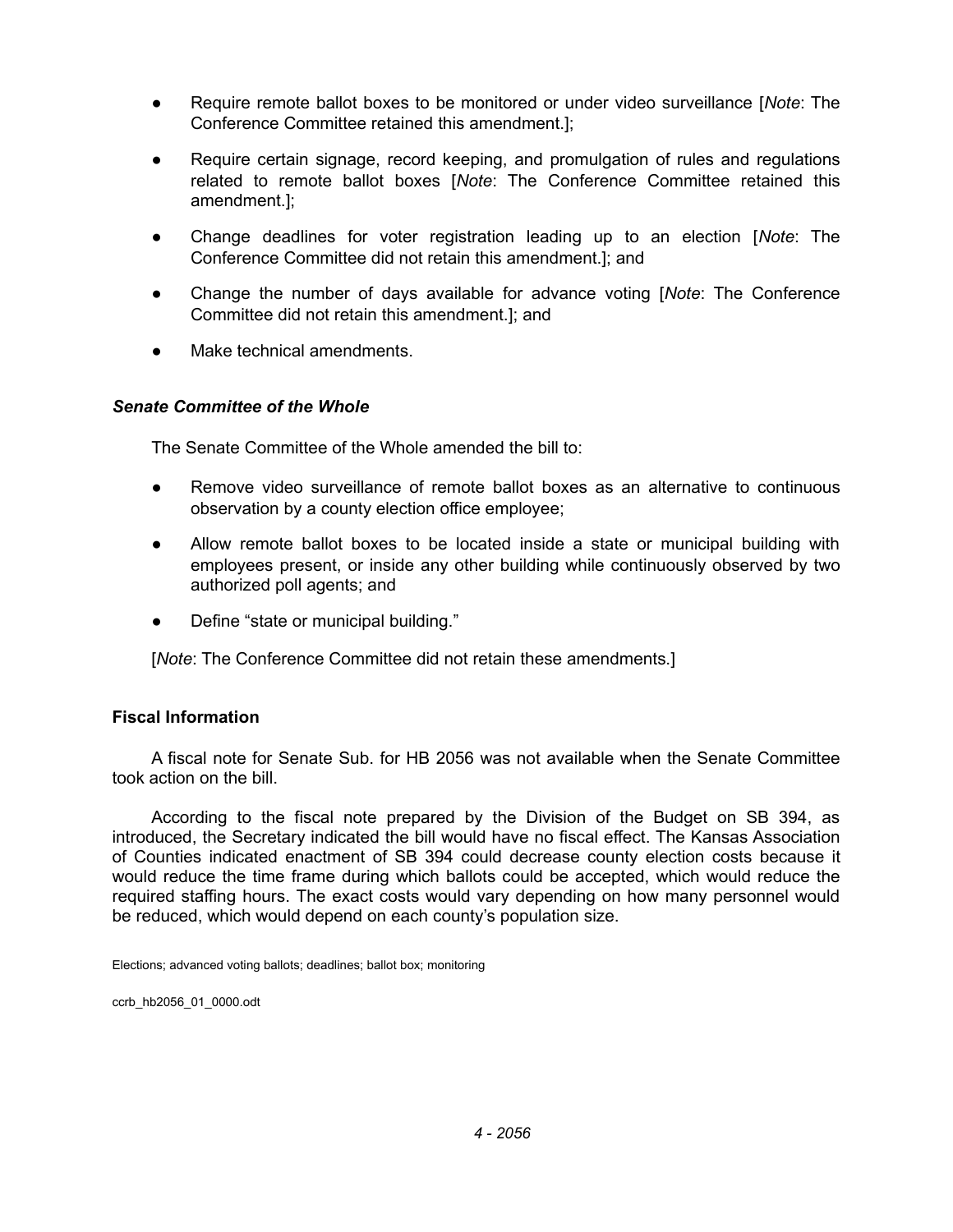- Require remote ballot boxes to be monitored or under video surveillance [*Note*: The Conference Committee retained this amendment.];
- Require certain signage, record keeping, and promulgation of rules and regulations related to remote ballot boxes [*Note*: The Conference Committee retained this amendment.];
- Change deadlines for voter registration leading up to an election [*Note*: The Conference Committee did not retain this amendment.]; and
- Change the number of days available for advance voting [*Note*: The Conference Committee did not retain this amendment.]; and
- Make technical amendments.

### *Senate Committee of the Whole*

The Senate Committee of the Whole amended the bill to:

- Remove video surveillance of remote ballot boxes as an alternative to continuous observation by a county election office employee;
- Allow remote ballot boxes to be located inside a state or municipal building with employees present, or inside any other building while continuously observed by two authorized poll agents; and
- Define "state or municipal building."

[*Note*: The Conference Committee did not retain these amendments.]

### Fiscal Information

A fiscal note for Senate Sub. for HB 2056 was not available when the Senate Committee took action on the bill.

According to the fiscal note prepared by the Division of the Budget on SB 394, as introduced, the Secretary indicated the bill would have no fiscal effect. The Kansas Association of Counties indicated enactment of SB 394 could decrease county election costs because it would reduce the time frame during which ballots could be accepted, which would reduce the required staffing hours. The exact costs would vary depending on how many personnel would be reduced, which would depend on each county's population size.

Elections; advanced voting ballots; deadlines; ballot box; monitoring

ccrb_hb2056_01_0000.odt